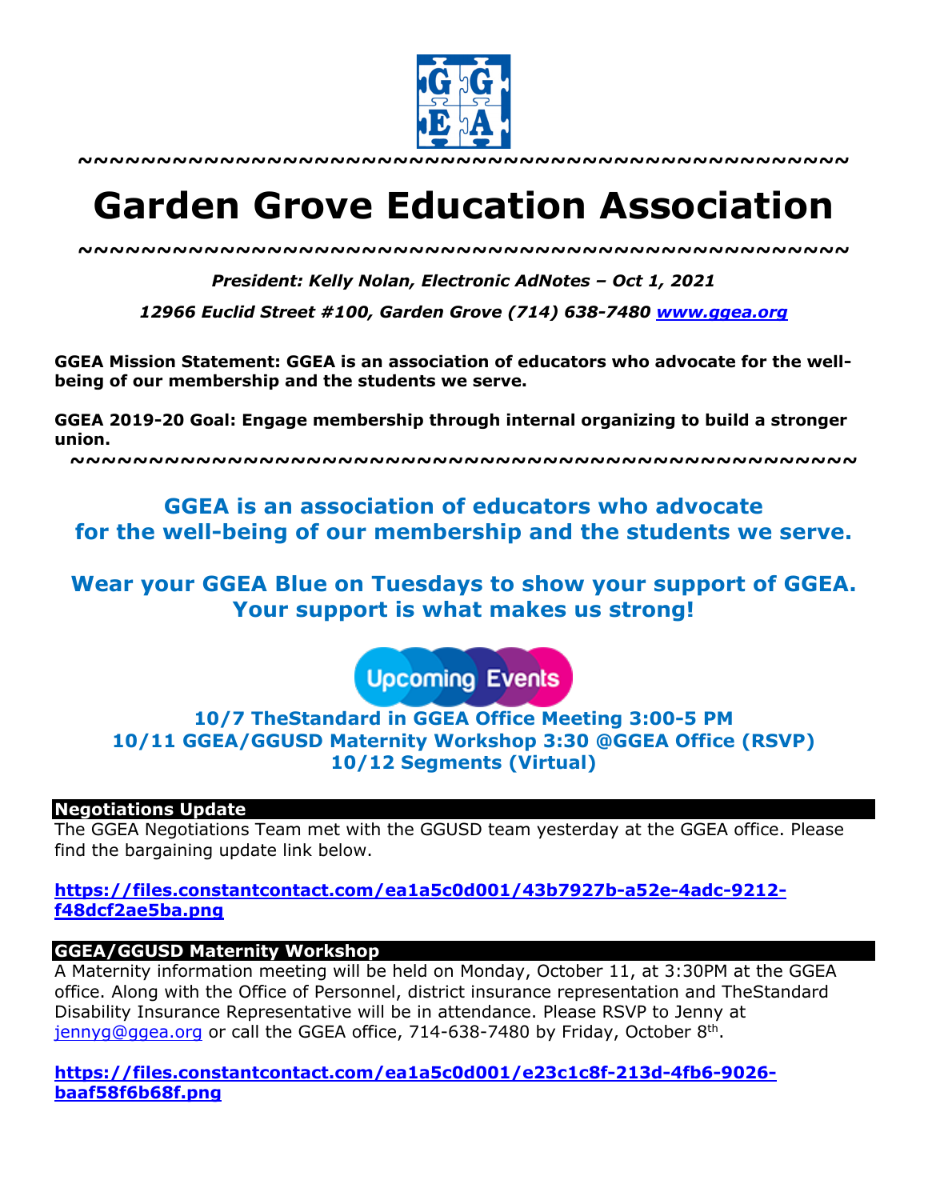~~~~~~~~~~~~~~~~~~~~~~~~~~~~~~~~~~~~~~~~~~~~~~~~

# Garden Grove Education Association

~~~~~~~~~~~~~~~~~~~~~~~~~~~~~~~~~~~~~~~~~~~~~~~~

***President: Kelly Nolan, Electronic AdNotes – Oct 1, 2021***

***12966 Euclid Street #100, Garden Grove (714) 638-7480 [www.ggea.org](http://www.ggea.org)***

**GGEA Mission Statement: GGEA is an association of educators who advocate for the well-being of our membership and the students we serve.**

**GGEA 2019-20 Goal: Engage membership through internal organizing to build a stronger union.**

~~~~~~~~~~~~~~~~~~~~~~~~~~~~~~~~~~~~~~~~~~~~~~~~

**GGEA is an association of educators who advocate for the well-being of our membership and the students we serve.**

**Wear your GGEA Blue on Tuesdays to show your support of GGEA. Your support is what makes us strong!**

**Upcoming Events**

**10/7 TheStandard in GGEA Office Meeting 3:00-5 PM**
**10/11 GGEA/GGUSD Maternity Workshop 3:30 @GGEA Office (RSVP)**
**10/12 Segments (Virtual)**

### Negotiations Update

The GGEA Negotiations Team met with the GGUSD team yesterday at the GGEA office. Please find the bargaining update link below.

**https://files.constantcontact.com/ea1a5c0d001/43b7927b-a52e-4adc-9212-f48dcf2ae5ba.png**

### GGEA/GGUSD Maternity Workshop

A Maternity information meeting will be held on Monday, October 11, at 3:30PM at the GGEA office. Along with the Office of Personnel, district insurance representation and TheStandard Disability Insurance Representative will be in attendance. Please RSVP to Jenny at jennyg@ggea.org or call the GGEA office, 714-638-7480 by Friday, October 8th.

**https://files.constantcontact.com/ea1a5c0d001/e23c1c8f-213d-4fb6-9026-baaf58f6b68f.png**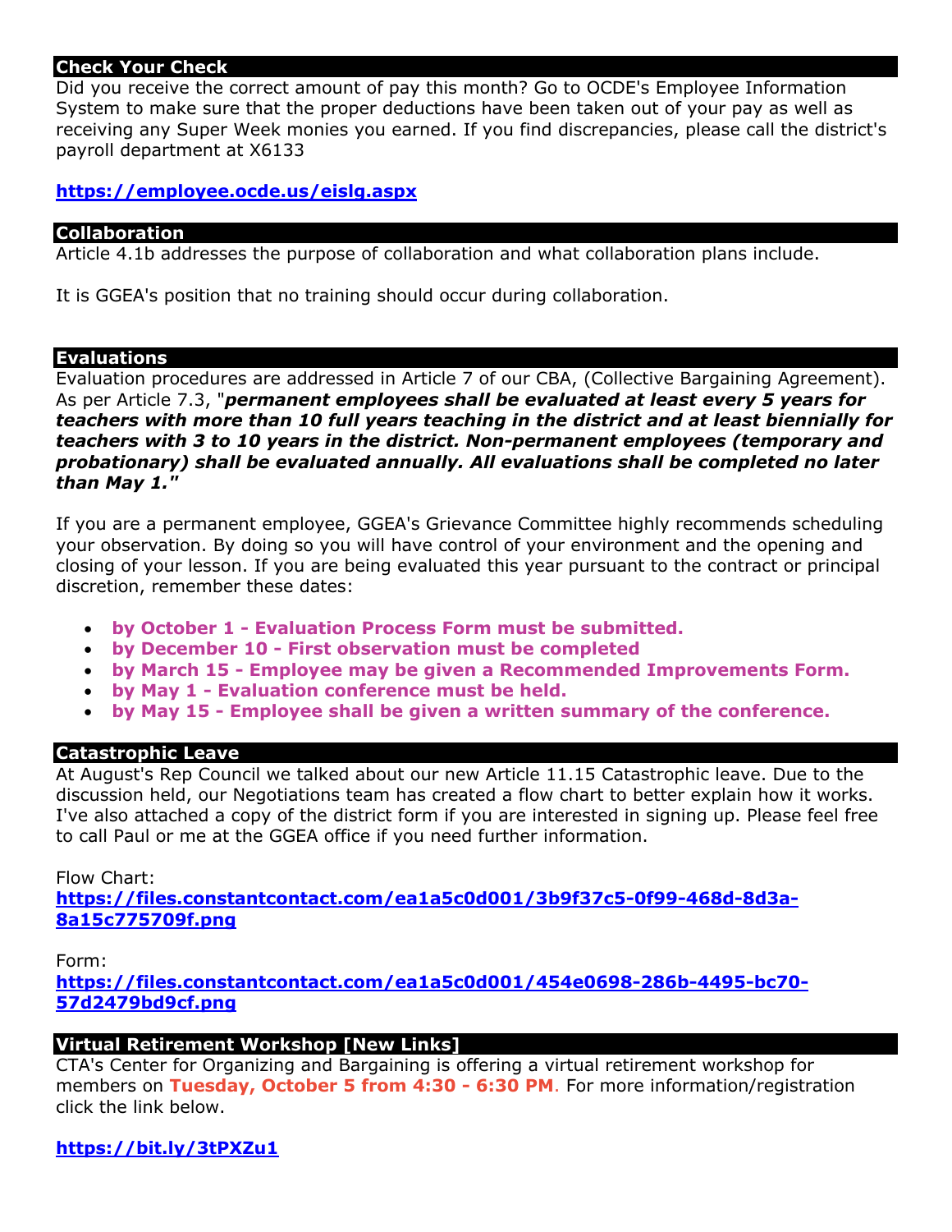## Check Your Check

Did you receive the correct amount of pay this month? Go to OCDE's Employee Information System to make sure that the proper deductions have been taken out of your pay as well as receiving any Super Week monies you earned. If you find discrepancies, please call the district's payroll department at X6133

**https://employee.ocde.us/eislg.aspx**

## Collaboration

Article 4.1b addresses the purpose of collaboration and what collaboration plans include.

It is GGEA's position that no training should occur during collaboration.

## Evaluations

Evaluation procedures are addressed in Article 7 of our CBA, (Collective Bargaining Agreement). As per Article 7.3, "***permanent employees shall be evaluated at least every 5 years for teachers with more than 10 full years teaching in the district and at least biennially for teachers with 3 to 10 years in the district. Non-permanent employees (temporary and probationary) shall be evaluated annually. All evaluations shall be completed no later than May 1."***

If you are a permanent employee, GGEA's Grievance Committee highly recommends scheduling your observation. By doing so you will have control of your environment and the opening and closing of your lesson. If you are being evaluated this year pursuant to the contract or principal discretion, remember these dates:

- **by October 1 - Evaluation Process Form must be submitted.**
- **by December 10 - First observation must be completed**
- **by March 15 - Employee may be given a Recommended Improvements Form.**
- **by May 1 - Evaluation conference must be held.**
- **by May 15 - Employee shall be given a written summary of the conference.**

## Catastrophic Leave

At August's Rep Council we talked about our new Article 11.15 Catastrophic leave. Due to the discussion held, our Negotiations team has created a flow chart to better explain how it works. I've also attached a copy of the district form if you are interested in signing up. Please feel free to call Paul or me at the GGEA office if you need further information.

Flow Chart:
**https://files.constantcontact.com/ea1a5c0d001/3b9f37c5-0f99-468d-8d3a-8a15c775709f.png**

Form:
**https://files.constantcontact.com/ea1a5c0d001/454e0698-286b-4495-bc70-57d2479bd9cf.png**

## Virtual Retirement Workshop [New Links]

CTA's Center for Organizing and Bargaining is offering a virtual retirement workshop for members on **Tuesday, October 5 from 4:30 - 6:30 PM**. For more information/registration click the link below.

**https://bit.ly/3tPXZu1**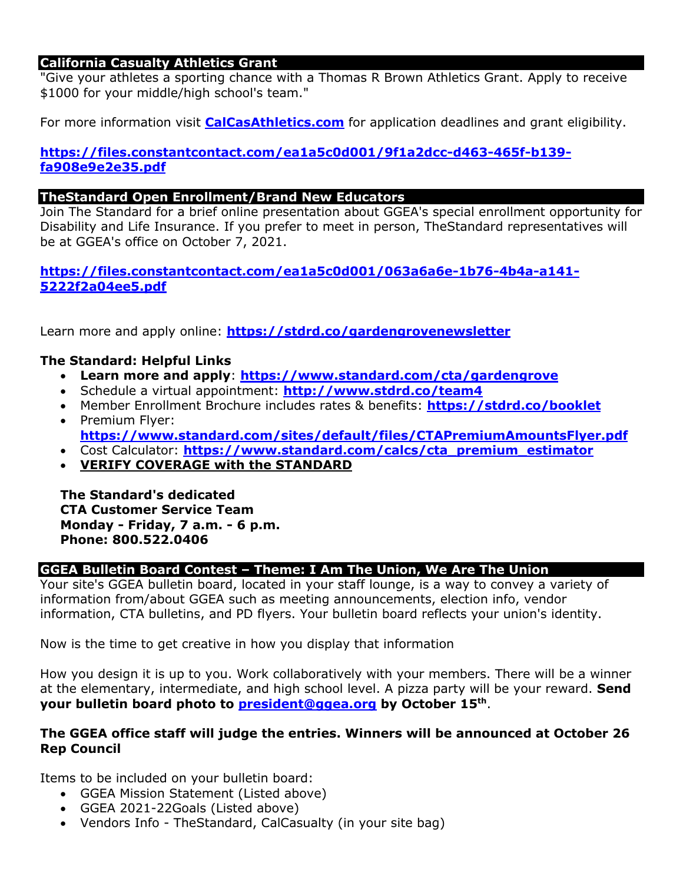## California Casualty Athletics Grant

"Give your athletes a sporting chance with a Thomas R Brown Athletics Grant. Apply to receive $1000 for your middle/high school's team."

For more information visit **CalCasAthletics.com** for application deadlines and grant eligibility.

**https://files.constantcontact.com/ea1a5c0d001/9f1a2dcc-d463-465f-b139-fa908e9e2e35.pdf**

## TheStandard Open Enrollment/Brand New Educators

Join The Standard for a brief online presentation about GGEA's special enrollment opportunity for Disability and Life Insurance. If you prefer to meet in person, TheStandard representatives will be at GGEA's office on October 7, 2021.

**https://files.constantcontact.com/ea1a5c0d001/063a6a6e-1b76-4b4a-a141-5222f2a04ee5.pdf**

Learn more and apply online: **https://stdrd.co/gardengrovenewsletter**

**The Standard: Helpful Links**

- **Learn more and apply**: **https://www.standard.com/cta/gardengrove**
- Schedule a virtual appointment: **http://www.stdrd.co/team4**
- Member Enrollment Brochure includes rates & benefits: **https://stdrd.co/booklet**
- Premium Flyer: **https://www.standard.com/sites/default/files/CTAPremiumAmountsFlyer.pdf**
- Cost Calculator: **https://www.standard.com/calcs/cta_premium_estimator**
- **VERIFY COVERAGE with the STANDARD**

**The Standard's dedicated**
**CTA Customer Service Team**
**Monday - Friday, 7 a.m. - 6 p.m.**
**Phone: 800.522.0406**

## GGEA Bulletin Board Contest – Theme: I Am The Union, We Are The Union

Your site's GGEA bulletin board, located in your staff lounge, is a way to convey a variety of information from/about GGEA such as meeting announcements, election info, vendor information, CTA bulletins, and PD flyers. Your bulletin board reflects your union's identity.

Now is the time to get creative in how you display that information

How you design it is up to you. Work collaboratively with your members. There will be a winner at the elementary, intermediate, and high school level. A pizza party will be your reward. **Send your bulletin board photo to president@ggea.org by October 15th**.

**The GGEA office staff will judge the entries. Winners will be announced at October 26 Rep Council**

Items to be included on your bulletin board:

- GGEA Mission Statement (Listed above)
- GGEA 2021-22Goals (Listed above)
- Vendors Info - TheStandard, CalCasualty (in your site bag)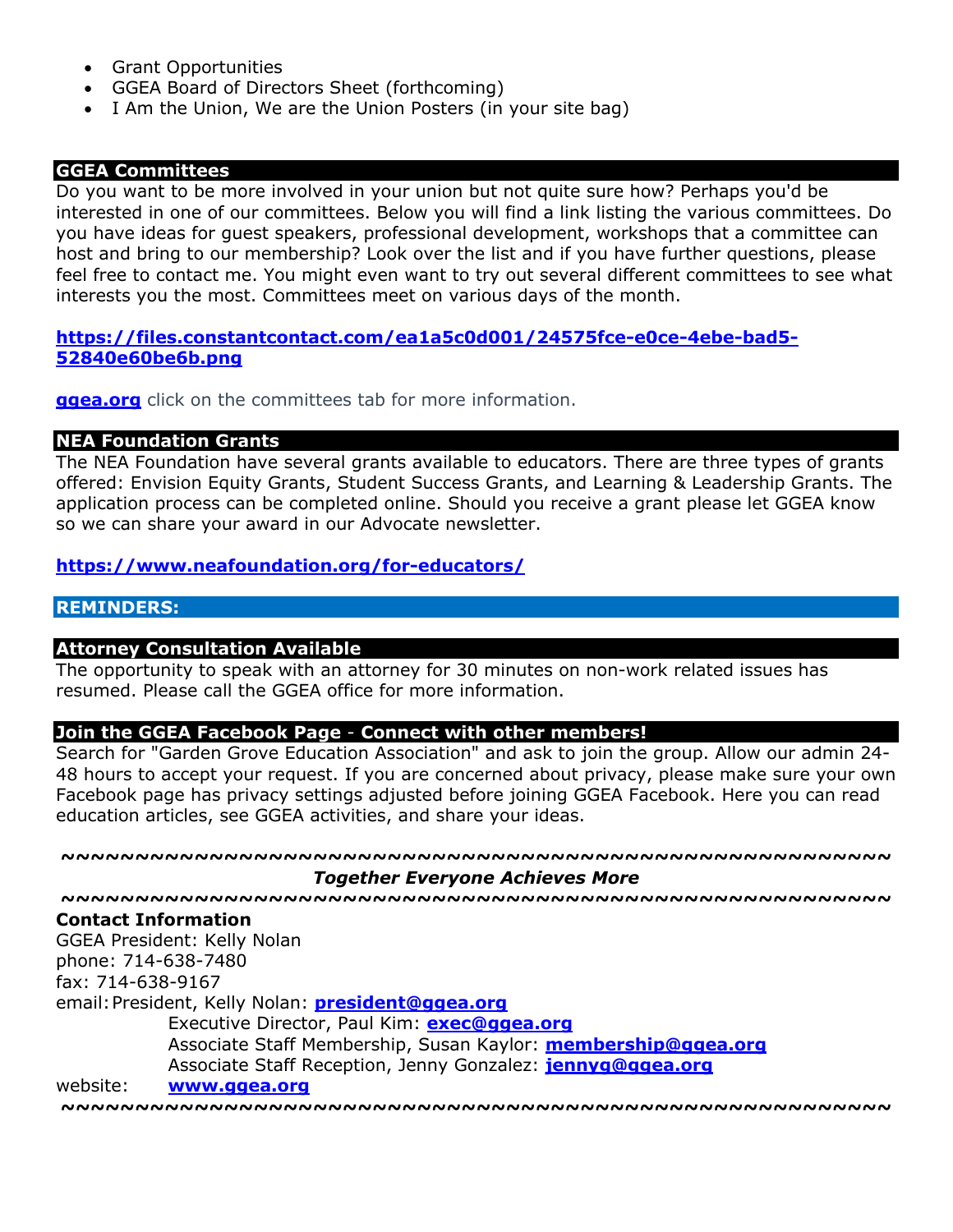- Grant Opportunities
- GGEA Board of Directors Sheet (forthcoming)
- I Am the Union, We are the Union Posters (in your site bag)

## GGEA Committees

Do you want to be more involved in your union but not quite sure how? Perhaps you'd be interested in one of our committees. Below you will find a link listing the various committees. Do you have ideas for guest speakers, professional development, workshops that a committee can host and bring to our membership? Look over the list and if you have further questions, please feel free to contact me. You might even want to try out several different committees to see what interests you the most. Committees meet on various days of the month.

**https://files.constantcontact.com/ea1a5c0d001/24575fce-e0ce-4ebe-bad5-52840e60be6b.png**

**ggea.org** click on the committees tab for more information.

## NEA Foundation Grants

The NEA Foundation have several grants available to educators. There are three types of grants offered: Envision Equity Grants, Student Success Grants, and Learning & Leadership Grants. The application process can be completed online. Should you receive a grant please let GGEA know so we can share your award in our Advocate newsletter.

**https://www.neafoundation.org/for-educators/**

## REMINDERS:

### Attorney Consultation Available

The opportunity to speak with an attorney for 30 minutes on non-work related issues has resumed. Please call the GGEA office for more information.

### Join the GGEA Facebook Page - Connect with other members!

Search for "Garden Grove Education Association" and ask to join the group. Allow our admin 24-48 hours to accept your request. If you are concerned about privacy, please make sure your own Facebook page has privacy settings adjusted before joining GGEA Facebook. Here you can read education articles, see GGEA activities, and share your ideas.

~~~~~~~~~~~~~~~~~~~~~~~~~~~~~~~~~~~~~~~~~~~~~~~~~~~~~~~~~~~~

***Together Everyone Achieves More***

~~~~~~~~~~~~~~~~~~~~~~~~~~~~~~~~~~~~~~~~~~~~~~~~~~~~~~~~~~~~

**Contact Information**

GGEA President: Kelly Nolan
phone: 714-638-7480
fax: 714-638-9167
email: President, Kelly Nolan: **president@ggea.org**
Executive Director, Paul Kim: **exec@ggea.org**
Associate Staff Membership, Susan Kaylor: **membership@ggea.org**
Associate Staff Reception, Jenny Gonzalez: **jennyg@ggea.org**
website: **www.ggea.org**

~~~~~~~~~~~~~~~~~~~~~~~~~~~~~~~~~~~~~~~~~~~~~~~~~~~~~~~~~~~~